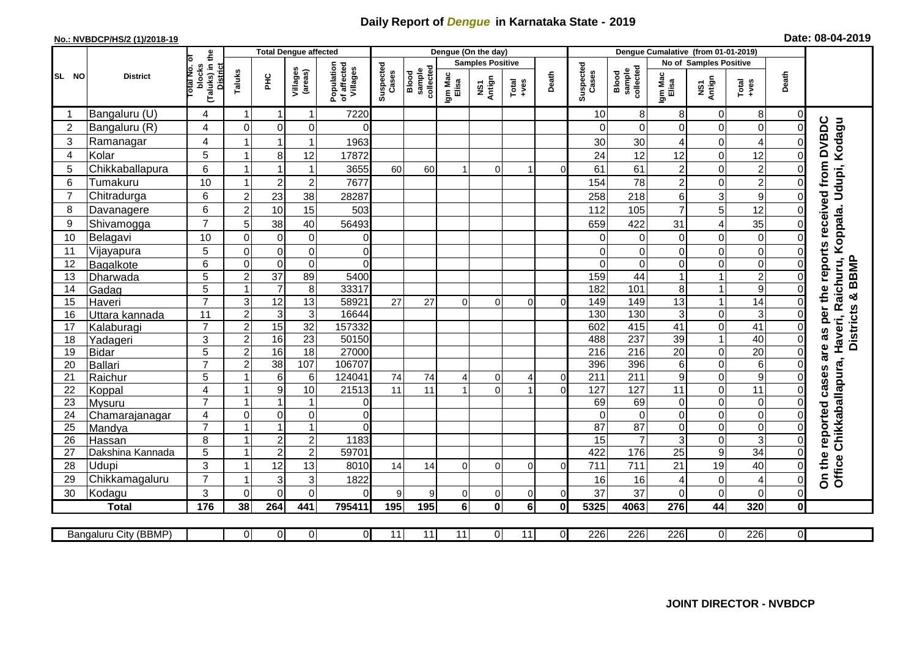# Daily Report of *Dengue* in Karnataka State - 2019

**No.: NVBDCP/HS/2 (1)/2018-19**

**Date: 08-04-2019**

| SL NO | District | Total No. of blocks (Taluks) in the District | Total Dengue affected | | | | Dengue (On the day) | | | | | | Dengue Cumalative (from 01-01-2019) | | | | | | |
|---|---|---|---|---|---|---|---|---|---|---|---|---|---|---|---|---|---|---|---|
| | | | Taluks | PHC | Villages (areas) | Population of affected Villages | Suspected Cases | Blood sample collected | Samples Positive | | | Death | Suspected Cases | Blood sample collected | No of Samples Positive | | | Death | |
| | | | | | | | | | Igm Mac Elisa | NS1 Antign | Total +ves | | | | Igm Mac Elisa | NS1 Antign | Total +ves | | |
| 1 | Bangaluru (U) | 4 | 1 | 1 | 1 | 7220 | | | | | | | 10 | 8 | 8 | 0 | 8 | 0 | On the reported cases are as per the reports received from DVBDC Office Chikkaballapura, Haveri, Raichuru, Koppala. Udupi, Kodagu Districts & BBMP |
| 2 | Bangaluru (R) | 4 | 0 | 0 | 0 | 0 | | | | | | | 0 | 0 | 0 | 0 | 0 | 0 | |
| 3 | Ramanagar | 4 | 1 | 1 | 1 | 1963 | | | | | | | 30 | 30 | 4 | 0 | 4 | 0 | |
| 4 | Kolar | 5 | 1 | 8 | 12 | 17872 | | | | | | | 24 | 12 | 12 | 0 | 12 | 0 | |
| 5 | Chikkaballapura | 6 | 1 | 1 | 1 | 3655 | 60 | 60 | 1 | 0 | 1 | 0 | 61 | 61 | 2 | 0 | 2 | 0 | |
| 6 | Tumakuru | 10 | 1 | 2 | 2 | 7677 | | | | | | | 154 | 78 | 2 | 0 | 2 | 0 | |
| 7 | Chitradurga | 6 | 2 | 23 | 38 | 28287 | | | | | | | 258 | 218 | 6 | 3 | 9 | 0 | |
| 8 | Davanagere | 6 | 2 | 10 | 15 | 503 | | | | | | | 112 | 105 | 7 | 5 | 12 | 0 | |
| 9 | Shivamogga | 7 | 5 | 38 | 40 | 56493 | | | | | | | 659 | 422 | 31 | 4 | 35 | 0 | |
| 10 | Belagavi | 10 | 0 | 0 | 0 | 0 | | | | | | | 0 | 0 | 0 | 0 | 0 | 0 | |
| 11 | Vijayapura | 5 | 0 | 0 | 0 | 0 | | | | | | | 0 | 0 | 0 | 0 | 0 | 0 | |
| 12 | Bagalkote | 6 | 0 | 0 | 0 | 0 | | | | | | | 0 | 0 | 0 | 0 | 0 | 0 | |
| 13 | Dharwada | 5 | 2 | 37 | 89 | 5400 | | | | | | | 159 | 44 | 1 | 1 | 2 | 0 | |
| 14 | Gadag | 5 | 1 | 7 | 8 | 33317 | | | | | | | 182 | 101 | 8 | 1 | 9 | 0 | |
| 15 | Haveri | 7 | 3 | 12 | 13 | 58921 | 27 | 27 | 0 | 0 | 0 | 0 | 149 | 149 | 13 | 1 | 14 | 0 | |
| 16 | Uttara kannada | 11 | 2 | 3 | 3 | 16644 | | | | | | | 130 | 130 | 3 | 0 | 3 | 0 | |
| 17 | Kalaburagi | 7 | 2 | 15 | 32 | 157332 | | | | | | | 602 | 415 | 41 | 0 | 41 | 0 | |
| 18 | Yadageri | 3 | 2 | 16 | 23 | 50150 | | | | | | | 488 | 237 | 39 | 1 | 40 | 0 | |
| 19 | Bidar | 5 | 2 | 16 | 18 | 27000 | | | | | | | 216 | 216 | 20 | 0 | 20 | 0 | |
| 20 | Ballari | 7 | 2 | 38 | 107 | 106707 | | | | | | | 396 | 396 | 6 | 0 | 6 | 0 | |
| 21 | Raichur | 5 | 1 | 6 | 6 | 124041 | 74 | 74 | 4 | 0 | 4 | 0 | 211 | 211 | 9 | 0 | 9 | 0 | |
| 22 | Koppal | 4 | 1 | 9 | 10 | 21513 | 11 | 11 | 1 | 0 | 1 | 0 | 127 | 127 | 11 | 0 | 11 | 0 | |
| 23 | Mysuru | 7 | 1 | 1 | 1 | 0 | | | | | | | 69 | 69 | 0 | 0 | 0 | 0 | |
| 24 | Chamarajanagar | 4 | 0 | 0 | 0 | 0 | | | | | | | 0 | 0 | 0 | 0 | 0 | 0 | |
| 25 | Mandya | 7 | 1 | 1 | 1 | 0 | | | | | | | 87 | 87 | 0 | 0 | 0 | 0 | |
| 26 | Hassan | 8 | 1 | 2 | 2 | 1183 | | | | | | | 15 | 7 | 3 | 0 | 3 | 0 | |
| 27 | Dakshina Kannada | 5 | 1 | 2 | 2 | 59701 | | | | | | | 422 | 176 | 25 | 9 | 34 | 0 | |
| 28 | Udupi | 3 | 1 | 12 | 13 | 8010 | 14 | 14 | 0 | 0 | 0 | 0 | 711 | 711 | 21 | 19 | 40 | 0 | |
| 29 | Chikkamagaluru | 7 | 1 | 3 | 3 | 1822 | | | | | | | 16 | 16 | 4 | 0 | 4 | 0 | |
| 30 | Kodagu | 3 | 0 | 0 | 0 | 0 | 9 | 9 | 0 | 0 | 0 | 0 | 37 | 37 | 0 | 0 | 0 | 0 | |
| | **Total** | **176** | **38** | **264** | **441** | **795411** | **195** | **195** | **6** | **0** | **6** | **0** | **5325** | **4063** | **276** | **44** | **320** | **0** | |

| Bangaluru City (BBMP) | | 0 | 0 | 0 | 0 | 11 | 11 | 11 | 0 | 11 | 0 | 226 | 226 | 226 | 0 | 226 | 0 |
|---|---|---|---|---|---|---|---|---|---|---|---|---|---|---|---|---|---|

**JOINT DIRECTOR - NVBDCP**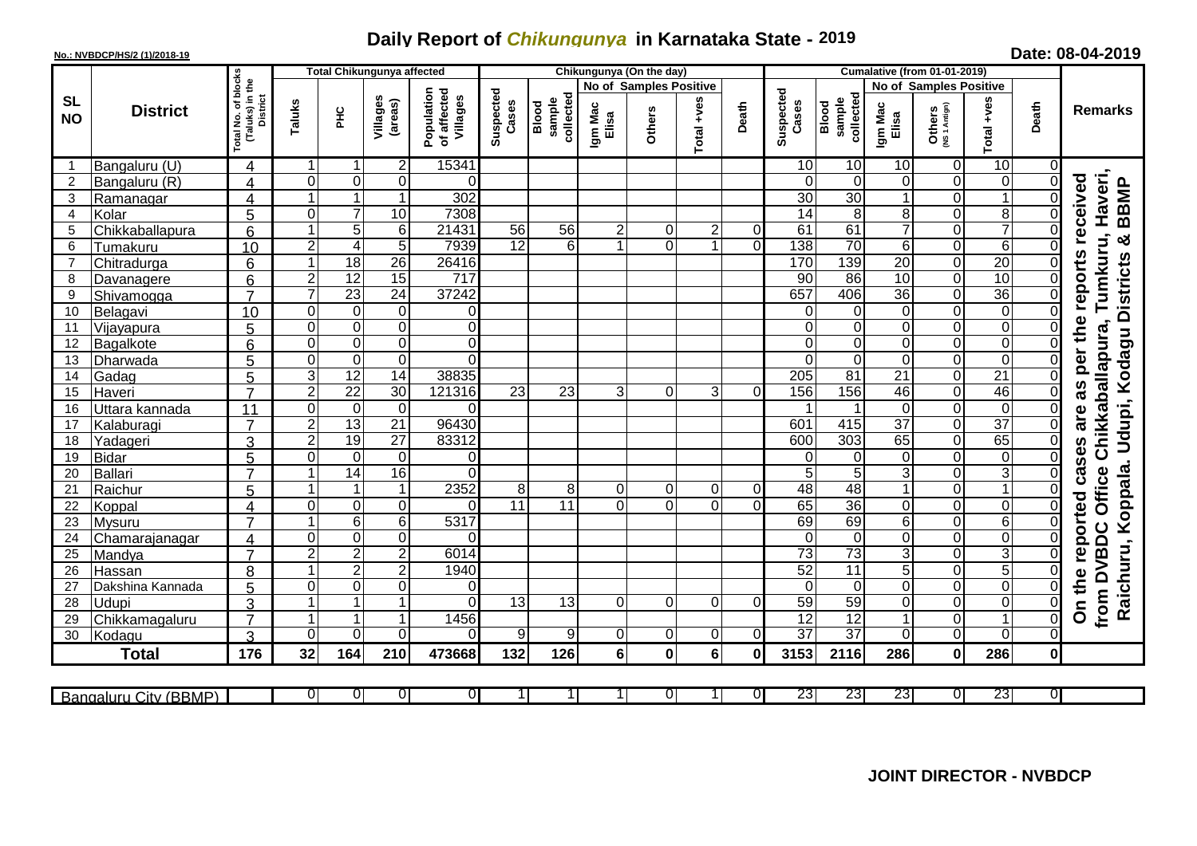# Daily Report of *Chikungunya* in Karnataka State - 2019

**No.: NVBDCP/HS/2 (1)/2018-19**

**Date: 08-04-2019**

| SL NO | District | Total No. of blocks (Taluks) in the District | Total Chikungunya affected | | | | Chikungunya (On the day) | | | | | | | Cumalative (from 01-01-2019) | | | | | | | Remarks |
|---|---|---|---|---|---|---|---|---|---|---|---|---|---|---|---|---|---|---|---|---|---|
| | | | Taluks | PHC | Villages (areas) | Population of affected Villages | Suspected Cases | Blood sample collected | No of Samples Positive | | | Death | Suspected Cases | Blood sample collected | No of Samples Positive | | | Death | |
| | | | | | | | | | Igm Mac Elisa | Others | Total +ves | | | | Igm Mac Elisa | Others (NS 1 Antign) | Total +ves | | |
| 1 | Bangaluru (U) | 4 | 1 | 1 | 2 | 15341 | | | | | | | 10 | 10 | 10 | 0 | 10 | 0 | On the reported cases are as per the reports received from DVBDC Office Chikkaballapura, Tumkuru, Haveri, Raichuru, Koppala. Udupi, Kodagu Districts & BBMP |
| 2 | Bangaluru (R) | 4 | 0 | 0 | 0 | 0 | | | | | | | 0 | 0 | 0 | 0 | 0 | 0 | |
| 3 | Ramanagar | 4 | 1 | 1 | 1 | 302 | | | | | | | 30 | 30 | 1 | 0 | 1 | 0 | |
| 4 | Kolar | 5 | 0 | 7 | 10 | 7308 | | | | | | | 14 | 8 | 8 | 0 | 8 | 0 | |
| 5 | Chikkaballapura | 6 | 1 | 5 | 6 | 21431 | 56 | 56 | 2 | 0 | 2 | 0 | 61 | 61 | 7 | 0 | 7 | 0 | |
| 6 | Tumakuru | 10 | 2 | 4 | 5 | 7939 | 12 | 6 | 1 | 0 | 1 | 0 | 138 | 70 | 6 | 0 | 6 | 0 | |
| 7 | Chitradurga | 6 | 1 | 18 | 26 | 26416 | | | | | | | 170 | 139 | 20 | 0 | 20 | 0 | |
| 8 | Davanagere | 6 | 2 | 12 | 15 | 717 | | | | | | | 90 | 86 | 10 | 0 | 10 | 0 | |
| 9 | Shivamogga | 7 | 7 | 23 | 24 | 37242 | | | | | | | 657 | 406 | 36 | 0 | 36 | 0 | |
| 10 | Belagavi | 10 | 0 | 0 | 0 | 0 | | | | | | | 0 | 0 | 0 | 0 | 0 | 0 | |
| 11 | Vijayapura | 5 | 0 | 0 | 0 | 0 | | | | | | | 0 | 0 | 0 | 0 | 0 | 0 | |
| 12 | Bagalkote | 6 | 0 | 0 | 0 | 0 | | | | | | | 0 | 0 | 0 | 0 | 0 | 0 | |
| 13 | Dharwada | 5 | 0 | 0 | 0 | 0 | | | | | | | 0 | 0 | 0 | 0 | 0 | 0 | |
| 14 | Gadag | 5 | 3 | 12 | 14 | 38835 | | | | | | | 205 | 81 | 21 | 0 | 21 | 0 | |
| 15 | Haveri | 7 | 2 | 22 | 30 | 121316 | 23 | 23 | 3 | 0 | 3 | 0 | 156 | 156 | 46 | 0 | 46 | 0 | |
| 16 | Uttara kannada | 11 | 0 | 0 | 0 | 0 | | | | | | | 1 | 1 | 0 | 0 | 0 | 0 | |
| 17 | Kalaburagi | 7 | 2 | 13 | 21 | 96430 | | | | | | | 601 | 415 | 37 | 0 | 37 | 0 | |
| 18 | Yadageri | 3 | 2 | 19 | 27 | 83312 | | | | | | | 600 | 303 | 65 | 0 | 65 | 0 | |
| 19 | Bidar | 5 | 0 | 0 | 0 | 0 | | | | | | | 0 | 0 | 0 | 0 | 0 | 0 | |
| 20 | Ballari | 7 | 1 | 14 | 16 | 0 | | | | | | | 5 | 5 | 3 | 0 | 3 | 0 | |
| 21 | Raichur | 5 | 1 | 1 | 1 | 2352 | 8 | 8 | 0 | 0 | 0 | 0 | 48 | 48 | 1 | 0 | 1 | 0 | |
| 22 | Koppal | 4 | 0 | 0 | 0 | 0 | 11 | 11 | 0 | 0 | 0 | 0 | 65 | 36 | 0 | 0 | 0 | 0 | |
| 23 | Mysuru | 7 | 1 | 6 | 6 | 5317 | | | | | | | 69 | 69 | 6 | 0 | 6 | 0 | |
| 24 | Chamarajanagar | 4 | 0 | 0 | 0 | 0 | | | | | | | 0 | 0 | 0 | 0 | 0 | 0 | |
| 25 | Mandya | 7 | 2 | 2 | 2 | 6014 | | | | | | | 73 | 73 | 3 | 0 | 3 | 0 | |
| 26 | Hassan | 8 | 1 | 2 | 2 | 1940 | | | | | | | 52 | 11 | 5 | 0 | 5 | 0 | |
| 27 | Dakshina Kannada | 5 | 0 | 0 | 0 | 0 | | | | | | | 0 | 0 | 0 | 0 | 0 | 0 | |
| 28 | Udupi | 3 | 1 | 1 | 1 | 0 | 13 | 13 | 0 | 0 | 0 | 0 | 59 | 59 | 0 | 0 | 0 | 0 | |
| 29 | Chikkamagaluru | 7 | 1 | 1 | 1 | 1456 | | | | | | | 12 | 12 | 1 | 0 | 1 | 0 | |
| 30 | Kodagu | 3 | 0 | 0 | 0 | 0 | 9 | 9 | 0 | 0 | 0 | 0 | 37 | 37 | 0 | 0 | 0 | 0 | |
| | **Total** | **176** | **32** | **164** | **210** | **473668** | **132** | **126** | **6** | **0** | **6** | **0** | **3153** | **2116** | **286** | **0** | **286** | **0** | |

| | | | | | | | | | | | | | | | | | | |
|---|---|---|---|---|---|---|---|---|---|---|---|---|---|---|---|---|---|---|
| Bangaluru City (BBMP) | | 0 | 0 | 0 | 0 | 1 | 1 | 1 | 0 | 1 | 0 | 23 | 23 | 23 | 0 | 23 | 0 | |

**JOINT DIRECTOR - NVBDCP**